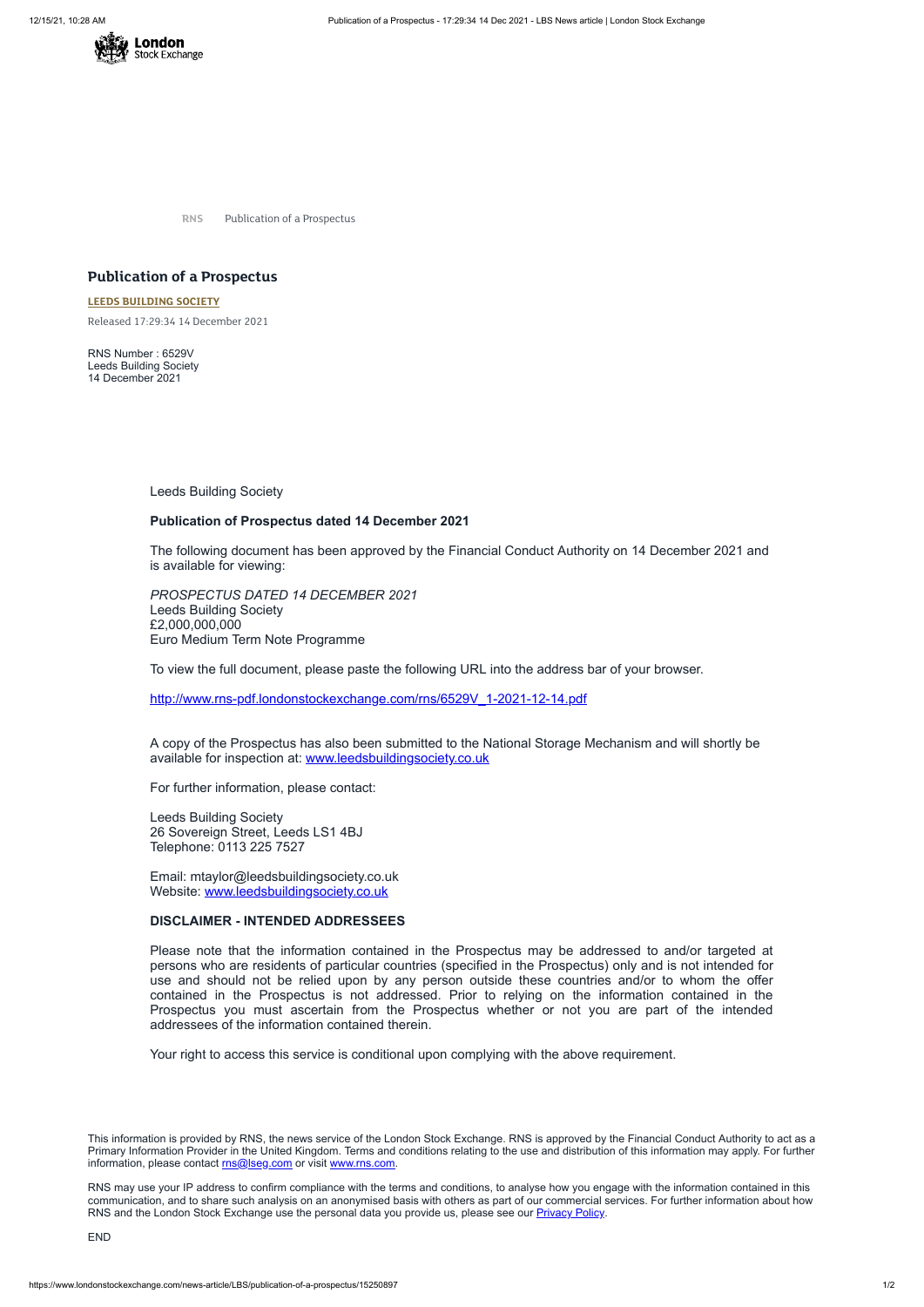RNS Publication of a Prospectus

# Publication of a Prospectus

**LEEDS BUILDING SOCIETY**

Released 17:29:34 14 December 2021

RNS Number : 6529V
Leeds Building Society
14 December 2021

Leeds Building Society

**Publication of Prospectus dated 14 December 2021**

The following document has been approved by the Financial Conduct Authority on 14 December 2021 and is available for viewing:

*PROSPECTUS DATED 14 DECEMBER 2021*
Leeds Building Society
£2,000,000,000
Euro Medium Term Note Programme

To view the full document, please paste the following URL into the address bar of your browser.

http://www.rns-pdf.londonstockexchange.com/rns/6529V_1-2021-12-14.pdf

A copy of the Prospectus has also been submitted to the National Storage Mechanism and will shortly be available for inspection at: www.leedsbuildingsociety.co.uk

For further information, please contact:

Leeds Building Society
26 Sovereign Street, Leeds LS1 4BJ
Telephone: 0113 225 7527

Email: mtaylor@leedsbuildingsociety.co.uk
Website: www.leedsbuildingsociety.co.uk

**DISCLAIMER - INTENDED ADDRESSEES**

Please note that the information contained in the Prospectus may be addressed to and/or targeted at persons who are residents of particular countries (specified in the Prospectus) only and is not intended for use and should not be relied upon by any person outside these countries and/or to whom the offer contained in the Prospectus is not addressed. Prior to relying on the information contained in the Prospectus you must ascertain from the Prospectus whether or not you are part of the intended addressees of the information contained therein.

Your right to access this service is conditional upon complying with the above requirement.

This information is provided by RNS, the news service of the London Stock Exchange. RNS is approved by the Financial Conduct Authority to act as a Primary Information Provider in the United Kingdom. Terms and conditions relating to the use and distribution of this information may apply. For further information, please contact rns@lseg.com or visit www.rns.com.

RNS may use your IP address to confirm compliance with the terms and conditions, to analyse how you engage with the information contained in this communication, and to share such analysis on an anonymised basis with others as part of our commercial services. For further information about how RNS and the London Stock Exchange use the personal data you provide us, please see our Privacy Policy.

END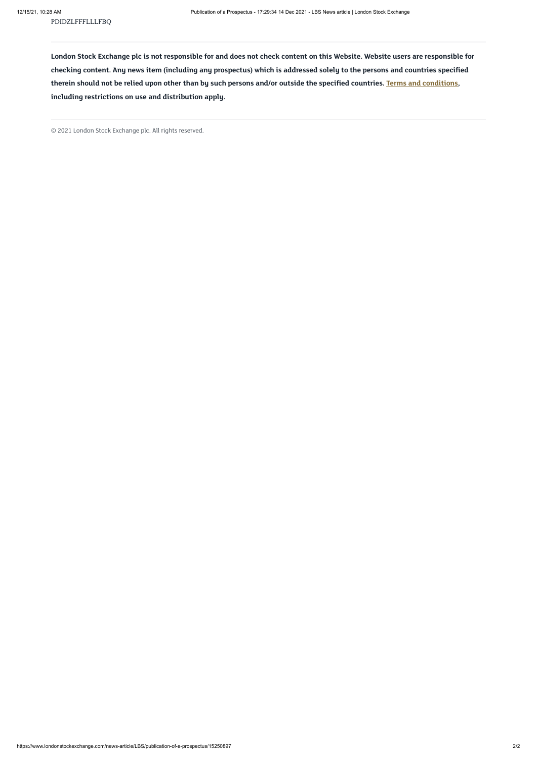PDIDZLFFFLLLFBQ

---

**London Stock Exchange plc is not responsible for and does not check content on this Website. Website users are responsible for checking content. Any news item (including any prospectus) which is addressed solely to the persons and countries specified therein should not be relied upon other than by such persons and/or outside the specified countries. Terms and conditions, including restrictions on use and distribution apply.**

---

© 2021 London Stock Exchange plc. All rights reserved.